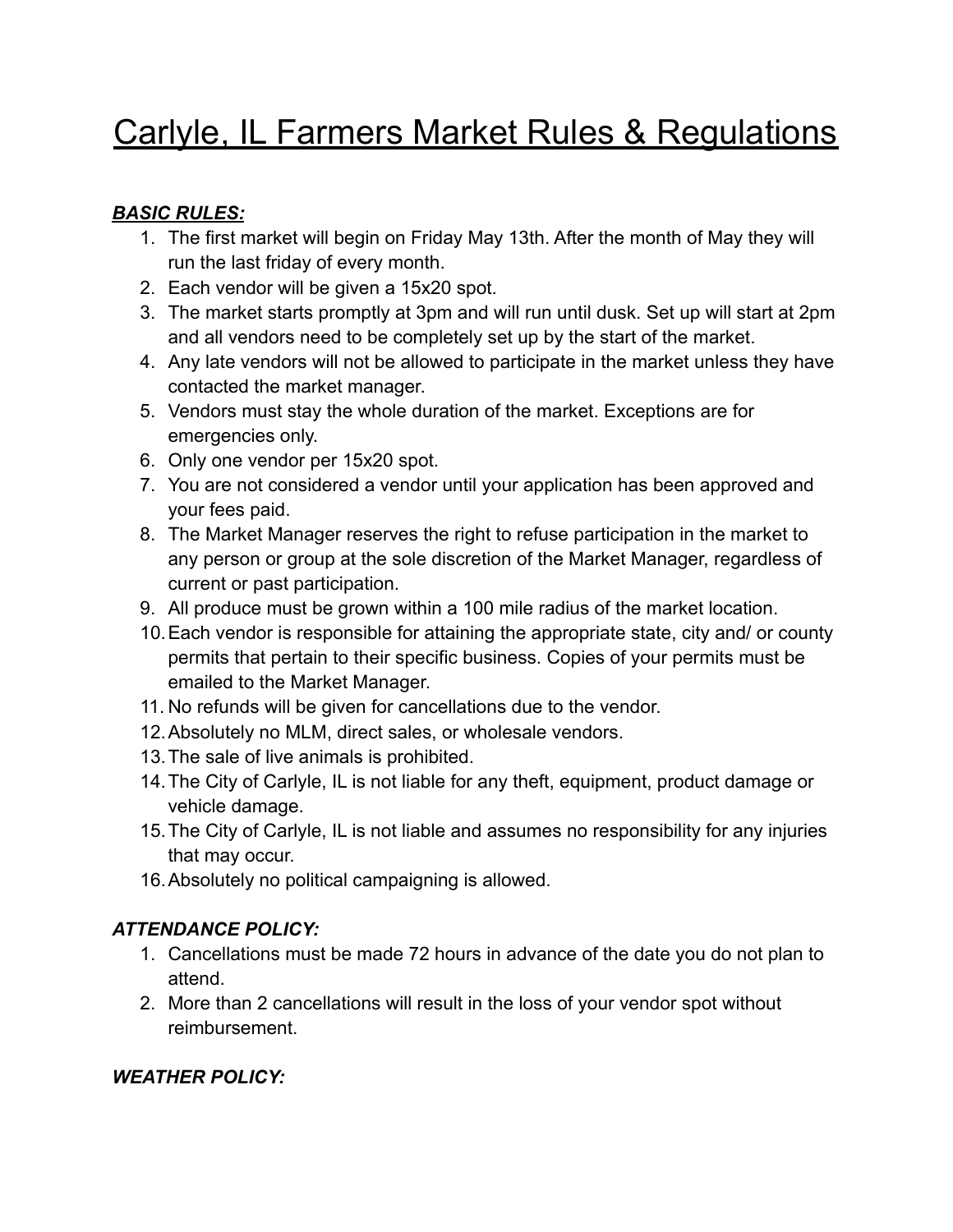# Carlyle, IL Farmers Market Rules & Regulations

***BASIC RULES:***

1. The first market will begin on Friday May 13th. After the month of May they will run the last friday of every month.
2. Each vendor will be given a 15x20 spot.
3. The market starts promptly at 3pm and will run until dusk. Set up will start at 2pm and all vendors need to be completely set up by the start of the market.
4. Any late vendors will not be allowed to participate in the market unless they have contacted the market manager.
5. Vendors must stay the whole duration of the market. Exceptions are for emergencies only.
6. Only one vendor per 15x20 spot.
7. You are not considered a vendor until your application has been approved and your fees paid.
8. The Market Manager reserves the right to refuse participation in the market to any person or group at the sole discretion of the Market Manager, regardless of current or past participation.
9. All produce must be grown within a 100 mile radius of the market location.
10. Each vendor is responsible for attaining the appropriate state, city and/ or county permits that pertain to their specific business. Copies of your permits must be emailed to the Market Manager.
11. No refunds will be given for cancellations due to the vendor.
12. Absolutely no MLM, direct sales, or wholesale vendors.
13. The sale of live animals is prohibited.
14. The City of Carlyle, IL is not liable for any theft, equipment, product damage or vehicle damage.
15. The City of Carlyle, IL is not liable and assumes no responsibility for any injuries that may occur.
16. Absolutely no political campaigning is allowed.

***ATTENDANCE POLICY:***

1. Cancellations must be made 72 hours in advance of the date you do not plan to attend.
2. More than 2 cancellations will result in the loss of your vendor spot without reimbursement.

***WEATHER POLICY:***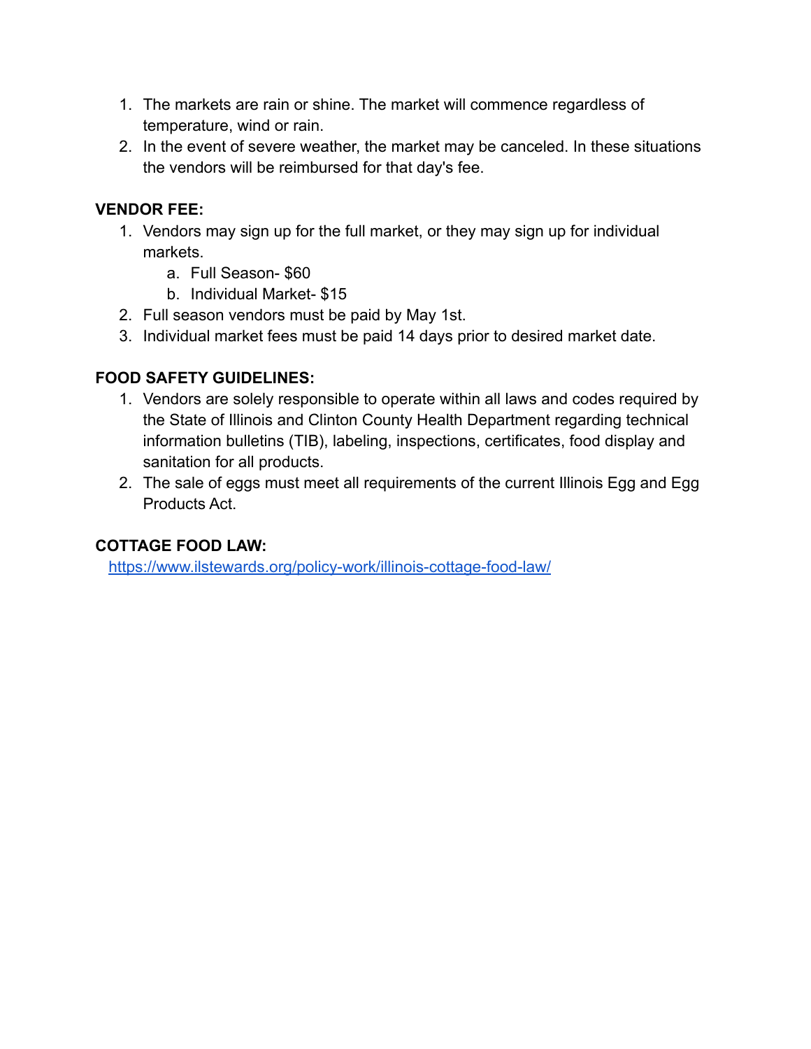1. The markets are rain or shine. The market will commence regardless of temperature, wind or rain.
2. In the event of severe weather, the market may be canceled. In these situations the vendors will be reimbursed for that day's fee.

**VENDOR FEE:**

1. Vendors may sign up for the full market, or they may sign up for individual markets.
    a. Full Season- $60
    b. Individual Market- $15
2. Full season vendors must be paid by May 1st.
3. Individual market fees must be paid 14 days prior to desired market date.

**FOOD SAFETY GUIDELINES:**

1. Vendors are solely responsible to operate within all laws and codes required by the State of Illinois and Clinton County Health Department regarding technical information bulletins (TIB), labeling, inspections, certificates, food display and sanitation for all products.
2. The sale of eggs must meet all requirements of the current Illinois Egg and Egg Products Act.

**COTTAGE FOOD LAW:**

https://www.ilstewards.org/policy-work/illinois-cottage-food-law/